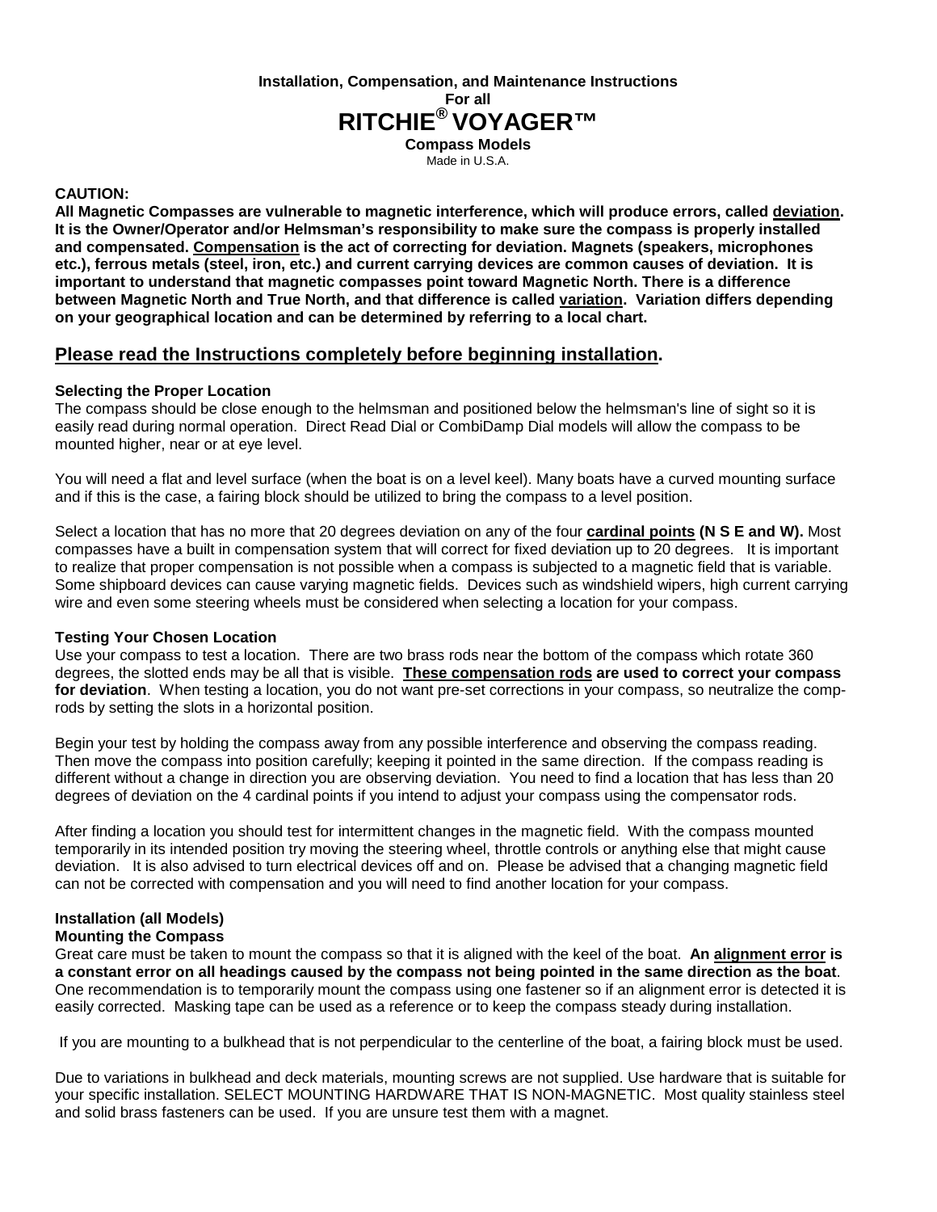**Installation, Compensation, and Maintenance Instructions**

**For all**

# RITCHIE® VOYAGER™

**Compass Models**

Made in U.S.A.

**CAUTION:**

**All Magnetic Compasses are vulnerable to magnetic interference, which will produce errors, called <u>deviation</u>. It is the Owner/Operator and/or Helmsman's responsibility to make sure the compass is properly installed and compensated. <u>Compensation</u> is the act of correcting for deviation. Magnets (speakers, microphones etc.), ferrous metals (steel, iron, etc.) and current carrying devices are common causes of deviation. It is important to understand that magnetic compasses point toward Magnetic North. There is a difference between Magnetic North and True North, and that difference is called <u>variation</u>. Variation differs depending on your geographical location and can be determined by referring to a local chart.**

## <u>Please read the Instructions completely before beginning installation</u>.

### Selecting the Proper Location

The compass should be close enough to the helmsman and positioned below the helmsman's line of sight so it is easily read during normal operation. Direct Read Dial or CombiDamp Dial models will allow the compass to be mounted higher, near or at eye level.

You will need a flat and level surface (when the boat is on a level keel). Many boats have a curved mounting surface and if this is the case, a fairing block should be utilized to bring the compass to a level position.

Select a location that has no more that 20 degrees deviation on any of the four **<u>cardinal points</u> (N S E and W).** Most compasses have a built in compensation system that will correct for fixed deviation up to 20 degrees. It is important to realize that proper compensation is not possible when a compass is subjected to a magnetic field that is variable. Some shipboard devices can cause varying magnetic fields. Devices such as windshield wipers, high current carrying wire and even some steering wheels must be considered when selecting a location for your compass.

### Testing Your Chosen Location

Use your compass to test a location. There are two brass rods near the bottom of the compass which rotate 360 degrees, the slotted ends may be all that is visible. **<u>These compensation rods</u> are used to correct your compass for deviation**. When testing a location, you do not want pre-set corrections in your compass, so neutralize the comp-rods by setting the slots in a horizontal position.

Begin your test by holding the compass away from any possible interference and observing the compass reading. Then move the compass into position carefully; keeping it pointed in the same direction. If the compass reading is different without a change in direction you are observing deviation. You need to find a location that has less than 20 degrees of deviation on the 4 cardinal points if you intend to adjust your compass using the compensator rods.

After finding a location you should test for intermittent changes in the magnetic field. With the compass mounted temporarily in its intended position try moving the steering wheel, throttle controls or anything else that might cause deviation. It is also advised to turn electrical devices off and on. Please be advised that a changing magnetic field can not be corrected with compensation and you will need to find another location for your compass.

### Installation (all Models)

### Mounting the Compass

Great care must be taken to mount the compass so that it is aligned with the keel of the boat. **An <u>alignment error</u> is a constant error on all headings caused by the compass not being pointed in the same direction as the boat**. One recommendation is to temporarily mount the compass using one fastener so if an alignment error is detected it is easily corrected. Masking tape can be used as a reference or to keep the compass steady during installation.

If you are mounting to a bulkhead that is not perpendicular to the centerline of the boat, a fairing block must be used.

Due to variations in bulkhead and deck materials, mounting screws are not supplied. Use hardware that is suitable for your specific installation. SELECT MOUNTING HARDWARE THAT IS NON-MAGNETIC. Most quality stainless steel and solid brass fasteners can be used. If you are unsure test them with a magnet.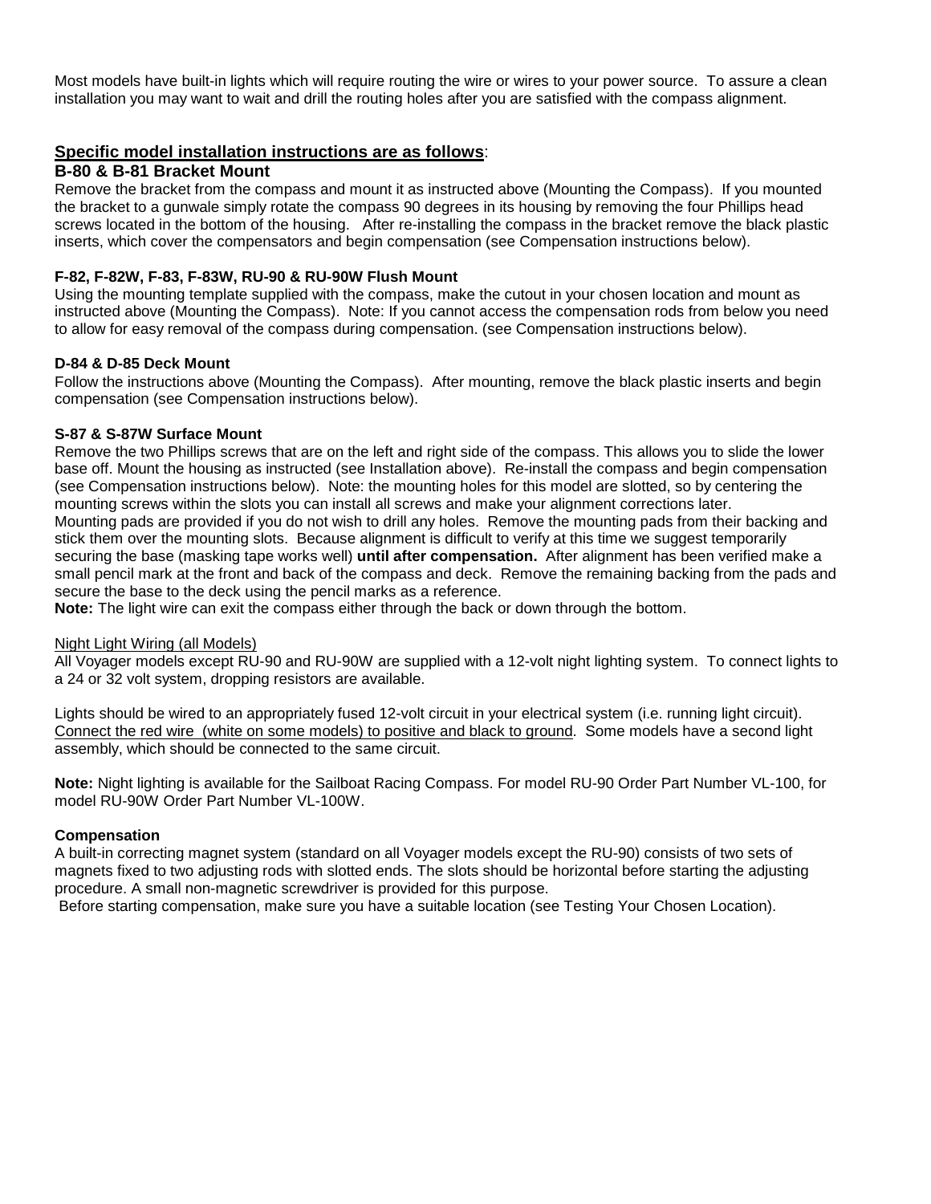Most models have built-in lights which will require routing the wire or wires to your power source. To assure a clean installation you may want to wait and drill the routing holes after you are satisfied with the compass alignment.

## Specific model installation instructions are as follows:

### B-80 & B-81 Bracket Mount

Remove the bracket from the compass and mount it as instructed above (Mounting the Compass). If you mounted the bracket to a gunwale simply rotate the compass 90 degrees in its housing by removing the four Phillips head screws located in the bottom of the housing. After re-installing the compass in the bracket remove the black plastic inserts, which cover the compensators and begin compensation (see Compensation instructions below).

### F-82, F-82W, F-83, F-83W, RU-90 & RU-90W Flush Mount

Using the mounting template supplied with the compass, make the cutout in your chosen location and mount as instructed above (Mounting the Compass). Note: If you cannot access the compensation rods from below you need to allow for easy removal of the compass during compensation. (see Compensation instructions below).

### D-84 & D-85 Deck Mount

Follow the instructions above (Mounting the Compass). After mounting, remove the black plastic inserts and begin compensation (see Compensation instructions below).

### S-87 & S-87W Surface Mount

Remove the two Phillips screws that are on the left and right side of the compass. This allows you to slide the lower base off. Mount the housing as instructed (see Installation above). Re-install the compass and begin compensation (see Compensation instructions below). Note: the mounting holes for this model are slotted, so by centering the mounting screws within the slots you can install all screws and make your alignment corrections later.
Mounting pads are provided if you do not wish to drill any holes. Remove the mounting pads from their backing and stick them over the mounting slots. Because alignment is difficult to verify at this time we suggest temporarily securing the base (masking tape works well) **until after compensation.** After alignment has been verified make a small pencil mark at the front and back of the compass and deck. Remove the remaining backing from the pads and secure the base to the deck using the pencil marks as a reference.
**Note:** The light wire can exit the compass either through the back or down through the bottom.

Night Light Wiring (all Models)

All Voyager models except RU-90 and RU-90W are supplied with a 12-volt night lighting system. To connect lights to a 24 or 32 volt system, dropping resistors are available.

Lights should be wired to an appropriately fused 12-volt circuit in your electrical system (i.e. running light circuit). Connect the red wire (white on some models) to positive and black to ground. Some models have a second light assembly, which should be connected to the same circuit.

**Note:** Night lighting is available for the Sailboat Racing Compass. For model RU-90 Order Part Number VL-100, for model RU-90W Order Part Number VL-100W.

### Compensation

A built-in correcting magnet system (standard on all Voyager models except the RU-90) consists of two sets of magnets fixed to two adjusting rods with slotted ends. The slots should be horizontal before starting the adjusting procedure. A small non-magnetic screwdriver is provided for this purpose.
Before starting compensation, make sure you have a suitable location (see Testing Your Chosen Location).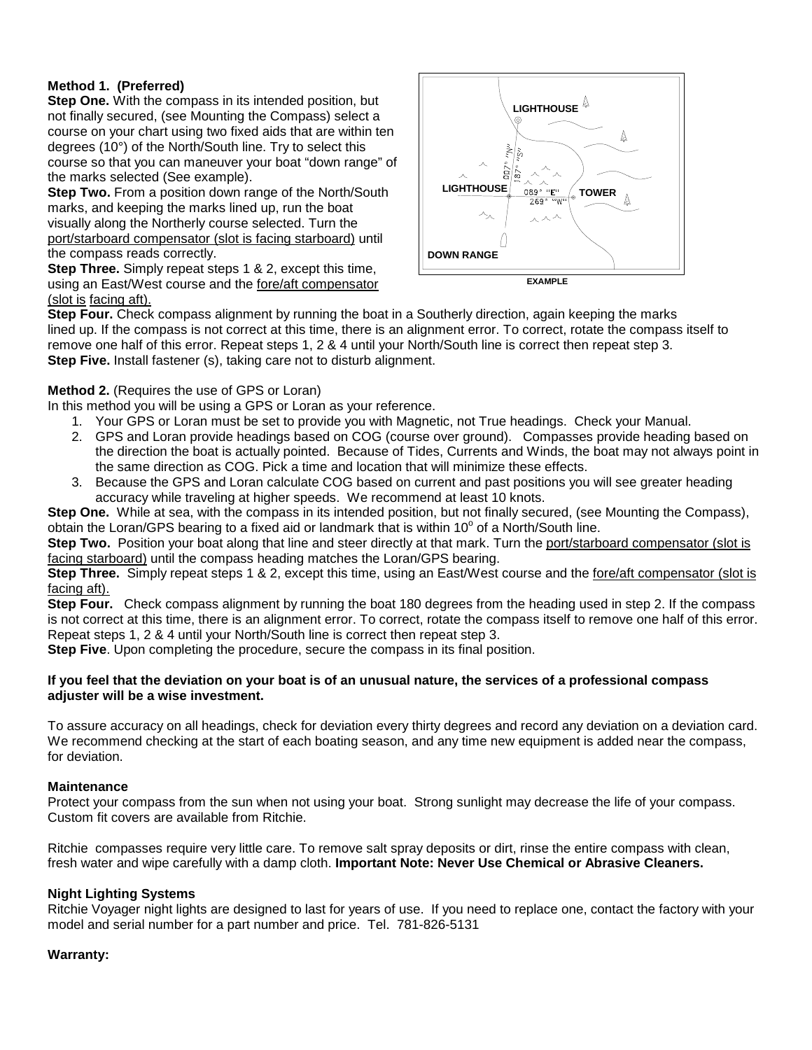**Method 1. (Preferred)**

**Step One.** With the compass in its intended position, but not finally secured, (see Mounting the Compass) select a course on your chart using two fixed aids that are within ten degrees (10°) of the North/South line. Try to select this course so that you can maneuver your boat "down range" of the marks selected (See example).

**Step Two.** From a position down range of the North/South marks, and keeping the marks lined up, run the boat visually along the Northerly course selected. Turn the port/starboard compensator (slot is facing starboard) until the compass reads correctly.

**Step Three.** Simply repeat steps 1 & 2, except this time, using an East/West course and the fore/aft compensator (slot is facing aft).

**Step Four.** Check compass alignment by running the boat in a Southerly direction, again keeping the marks lined up. If the compass is not correct at this time, there is an alignment error. To correct, rotate the compass itself to remove one half of this error. Repeat steps 1, 2 & 4 until your North/South line is correct then repeat step 3.

**Step Five.** Install fastener (s), taking care not to disturb alignment.

**Method 2.** (Requires the use of GPS or Loran)

In this method you will be using a GPS or Loran as your reference.

1. Your GPS or Loran must be set to provide you with Magnetic, not True headings. Check your Manual.
2. GPS and Loran provide headings based on COG (course over ground). Compasses provide heading based on the direction the boat is actually pointed. Because of Tides, Currents and Winds, the boat may not always point in the same direction as COG. Pick a time and location that will minimize these effects.
3. Because the GPS and Loran calculate COG based on current and past positions you will see greater heading accuracy while traveling at higher speeds. We recommend at least 10 knots.

**Step One.** While at sea, with the compass in its intended position, but not finally secured, (see Mounting the Compass), obtain the Loran/GPS bearing to a fixed aid or landmark that is within 10° of a North/South line.

**Step Two.** Position your boat along that line and steer directly at that mark. Turn the port/starboard compensator (slot is facing starboard) until the compass heading matches the Loran/GPS bearing.

**Step Three.** Simply repeat steps 1 & 2, except this time, using an East/West course and the fore/aft compensator (slot is facing aft).

**Step Four.** Check compass alignment by running the boat 180 degrees from the heading used in step 2. If the compass is not correct at this time, there is an alignment error. To correct, rotate the compass itself to remove one half of this error. Repeat steps 1, 2 & 4 until your North/South line is correct then repeat step 3.

**Step Five**. Upon completing the procedure, secure the compass in its final position.

**If you feel that the deviation on your boat is of an unusual nature, the services of a professional compass adjuster will be a wise investment.**

To assure accuracy on all headings, check for deviation every thirty degrees and record any deviation on a deviation card. We recommend checking at the start of each boating season, and any time new equipment is added near the compass, for deviation.

**Maintenance**

Protect your compass from the sun when not using your boat. Strong sunlight may decrease the life of your compass. Custom fit covers are available from Ritchie.

Ritchie compasses require very little care. To remove salt spray deposits or dirt, rinse the entire compass with clean, fresh water and wipe carefully with a damp cloth. **Important Note: Never Use Chemical or Abrasive Cleaners.**

**Night Lighting Systems**

Ritchie Voyager night lights are designed to last for years of use. If you need to replace one, contact the factory with your model and serial number for a part number and price. Tel. 781-826-5131

**Warranty:**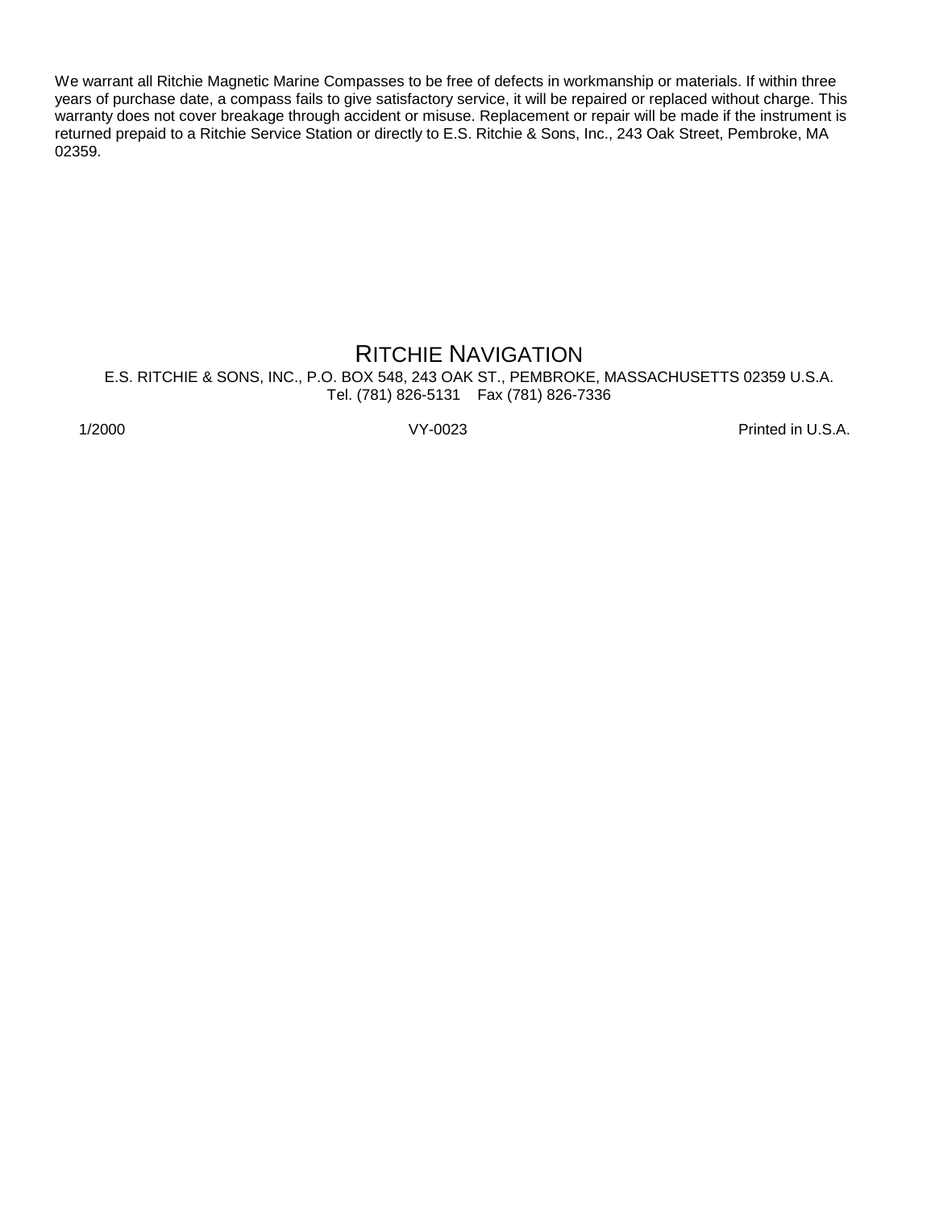We warrant all Ritchie Magnetic Marine Compasses to be free of defects in workmanship or materials. If within three years of purchase date, a compass fails to give satisfactory service, it will be repaired or replaced without charge. This warranty does not cover breakage through accident or misuse. Replacement or repair will be made if the instrument is returned prepaid to a Ritchie Service Station or directly to E.S. Ritchie & Sons, Inc., 243 Oak Street, Pembroke, MA 02359.

# RITCHIE NAVIGATION

E.S. RITCHIE & SONS, INC., P.O. BOX 548, 243 OAK ST., PEMBROKE, MASSACHUSETTS 02359 U.S.A.
Tel. (781) 826-5131    Fax (781) 826-7336

1/2000    VY-0023    Printed in U.S.A.